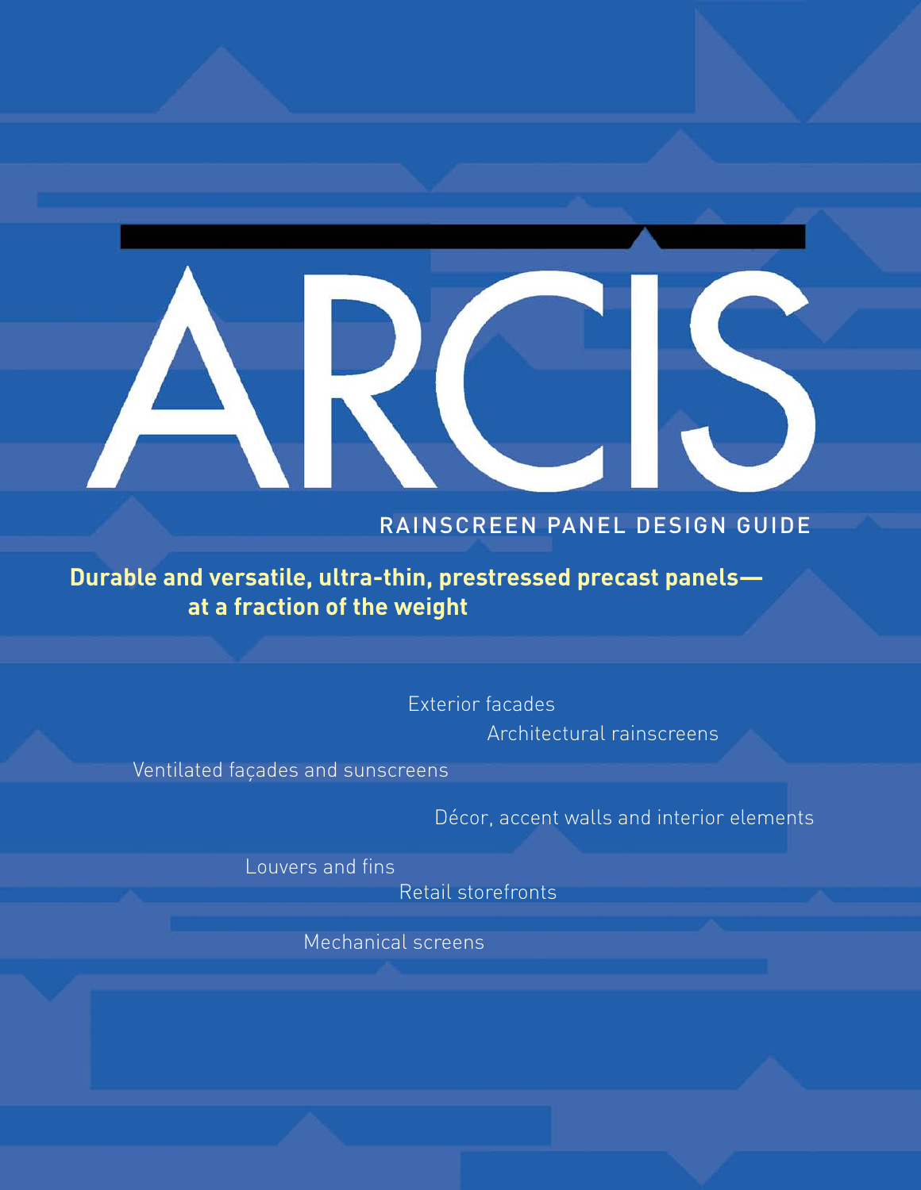# ARCIS

## RAINSCREEN PANEL DESIGN GUIDE

**Durable and versatile, ultra-thin, prestressed precast panels—at a fraction of the weight**

Exterior facades

Architectural rainscreens

Ventilated façades and sunscreens

Décor, accent walls and interior elements

Louvers and fins

Retail storefronts

Mechanical screens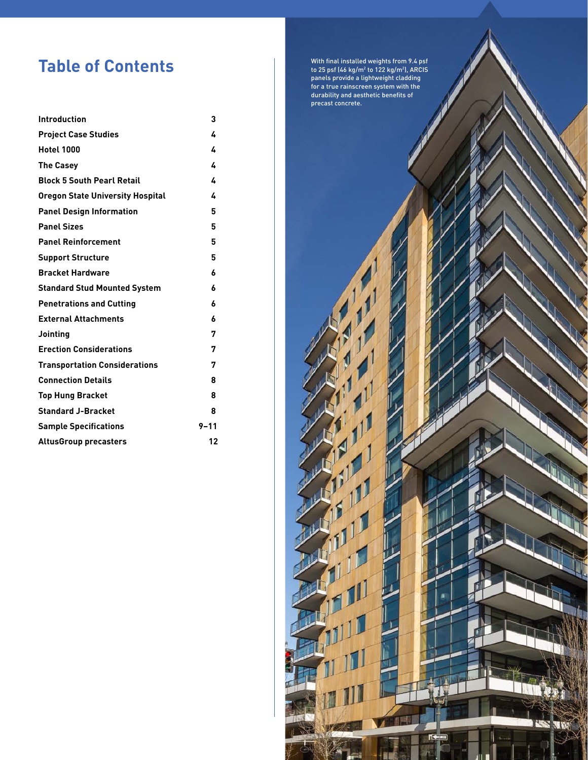# Table of Contents

| | |
|---|---|
| **Introduction** | **3** |
| **Project Case Studies** | **4** |
| **Hotel 1000** | **4** |
| **The Casey** | **4** |
| **Block 5 South Pearl Retail** | **4** |
| **Oregon State University Hospital** | **4** |
| **Panel Design Information** | **5** |
| **Panel Sizes** | **5** |
| **Panel Reinforcement** | **5** |
| **Support Structure** | **5** |
| **Bracket Hardware** | **6** |
| **Standard Stud Mounted System** | **6** |
| **Penetrations and Cutting** | **6** |
| **External Attachments** | **6** |
| **Jointing** | **7** |
| **Erection Considerations** | **7** |
| **Transportation Considerations** | **7** |
| **Connection Details** | **8** |
| **Top Hung Bracket** | **8** |
| **Standard J-Bracket** | **8** |
| **Sample Specifications** | **9–11** |
| **AltusGroup precasters** | **12** |

With final installed weights from 9.4 psf to 25 psf (46 kg/m² to 122 kg/m²), ARCIS panels provide a lightweight cladding for a true rainscreen system with the durability and aesthetic benefits of precast concrete.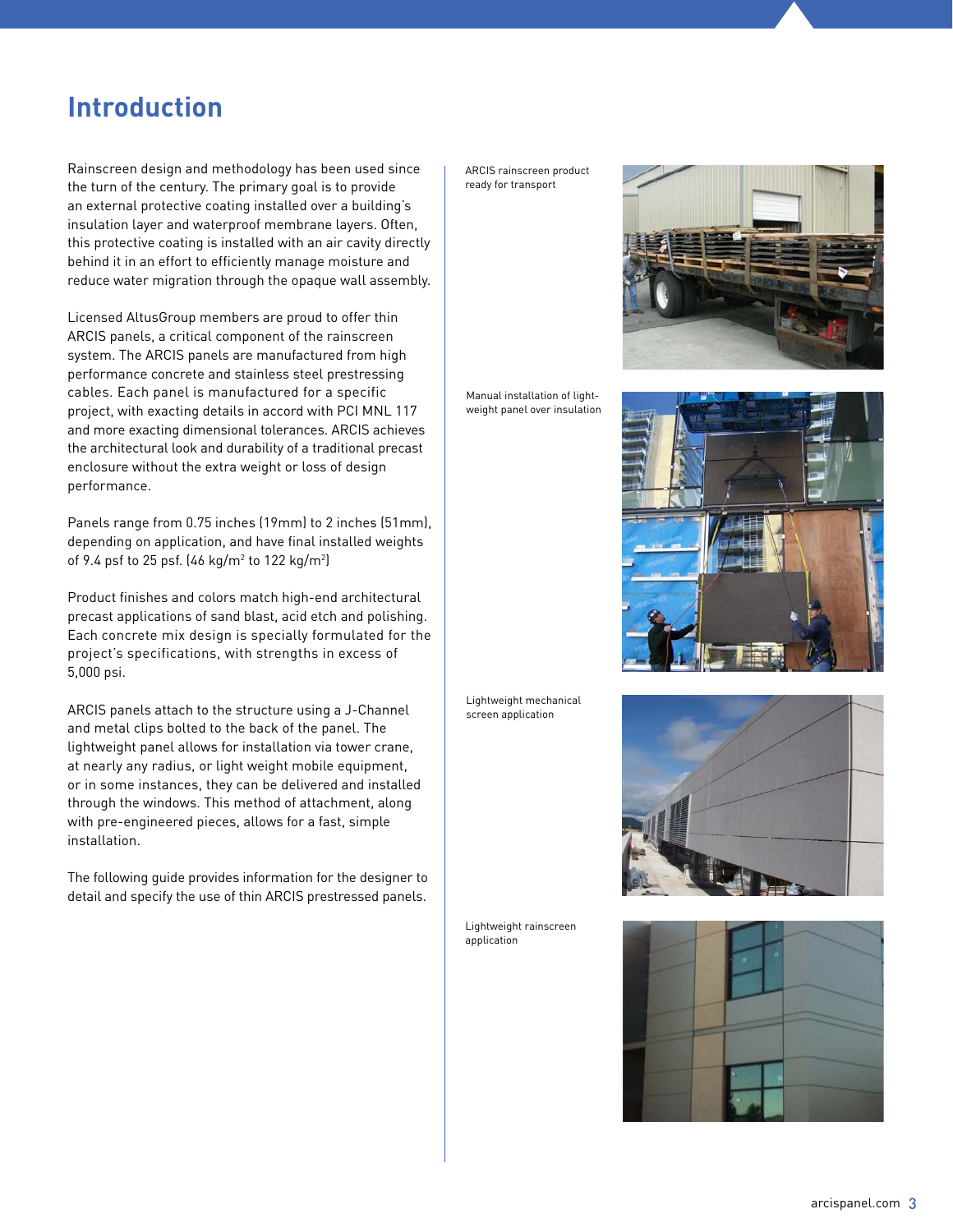# Introduction

Rainscreen design and methodology has been used since the turn of the century. The primary goal is to provide an external protective coating installed over a building's insulation layer and waterproof membrane layers. Often, this protective coating is installed with an air cavity directly behind it in an effort to efficiently manage moisture and reduce water migration through the opaque wall assembly.

Licensed AltusGroup members are proud to offer thin ARCIS panels, a critical component of the rainscreen system. The ARCIS panels are manufactured from high performance concrete and stainless steel prestressing cables. Each panel is manufactured for a specific project, with exacting details in accord with PCI MNL 117 and more exacting dimensional tolerances. ARCIS achieves the architectural look and durability of a traditional precast enclosure without the extra weight or loss of design performance.

Panels range from 0.75 inches (19mm) to 2 inches (51mm), depending on application, and have final installed weights of 9.4 psf to 25 psf. (46 kg/m$^2$ to 122 kg/m$^2$)

Product finishes and colors match high-end architectural precast applications of sand blast, acid etch and polishing. Each concrete mix design is specially formulated for the project's specifications, with strengths in excess of 5,000 psi.

ARCIS panels attach to the structure using a J-Channel and metal clips bolted to the back of the panel. The lightweight panel allows for installation via tower crane, at nearly any radius, or light weight mobile equipment, or in some instances, they can be delivered and installed through the windows. This method of attachment, along with pre-engineered pieces, allows for a fast, simple installation.

The following guide provides information for the designer to detail and specify the use of thin ARCIS prestressed panels.

ARCIS rainscreen product ready for transport

Manual installation of light-weight panel over insulation

Lightweight mechanical screen application

Lightweight rainscreen application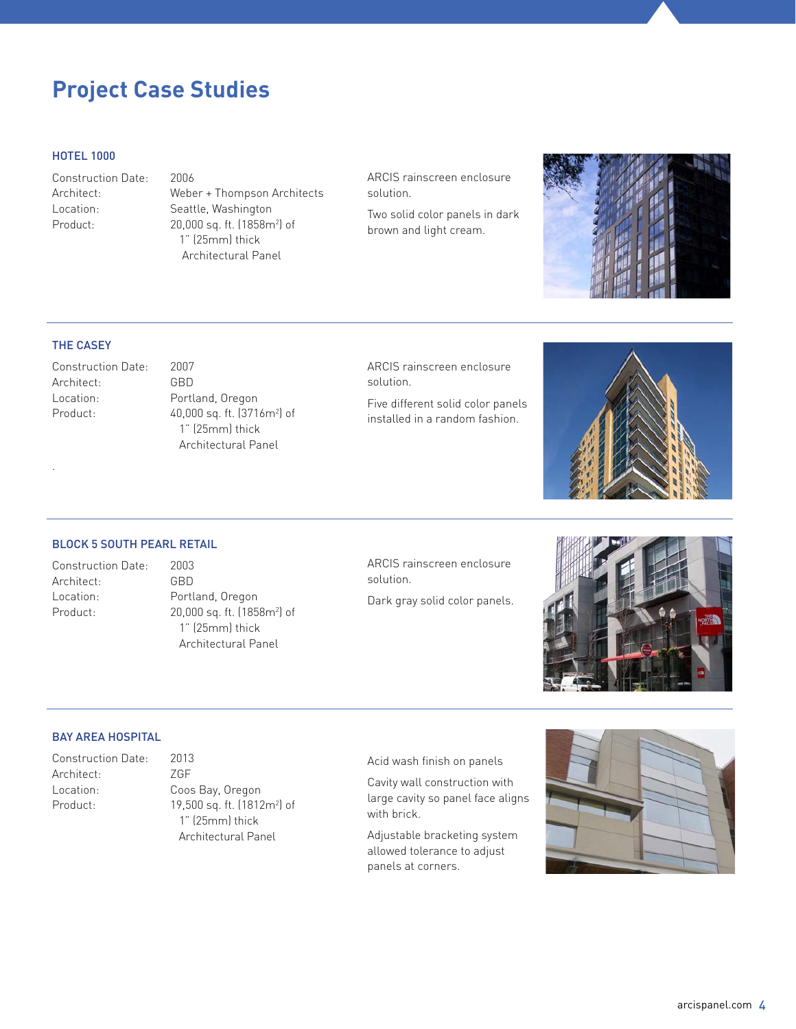# Project Case Studies

## HOTEL 1000

Construction Date: 2006
Architect: Weber + Thompson Architects
Location: Seattle, Washington
Product: 20,000 sq. ft. (1858m$^2$) of 1" (25mm) thick Architectural Panel

ARCIS rainscreen enclosure solution.

Two solid color panels in dark brown and light cream.

## THE CASEY

Construction Date: 2007
Architect: GBD
Location: Portland, Oregon
Product: 40,000 sq. ft. (3716m$^2$) of 1" (25mm) thick Architectural Panel

ARCIS rainscreen enclosure solution.

Five different solid color panels installed in a random fashion.

## BLOCK 5 SOUTH PEARL RETAIL

Construction Date: 2003
Architect: GBD
Location: Portland, Oregon
Product: 20,000 sq. ft. (1858m$^2$) of 1" (25mm) thick Architectural Panel

ARCIS rainscreen enclosure solution.

Dark gray solid color panels.

## BAY AREA HOSPITAL

Construction Date: 2013
Architect: ZGF
Location: Coos Bay, Oregon
Product: 19,500 sq. ft. (1812m$^2$) of 1" (25mm) thick Architectural Panel

Acid wash finish on panels

Cavity wall construction with large cavity so panel face aligns with brick.

Adjustable bracketing system allowed tolerance to adjust panels at corners.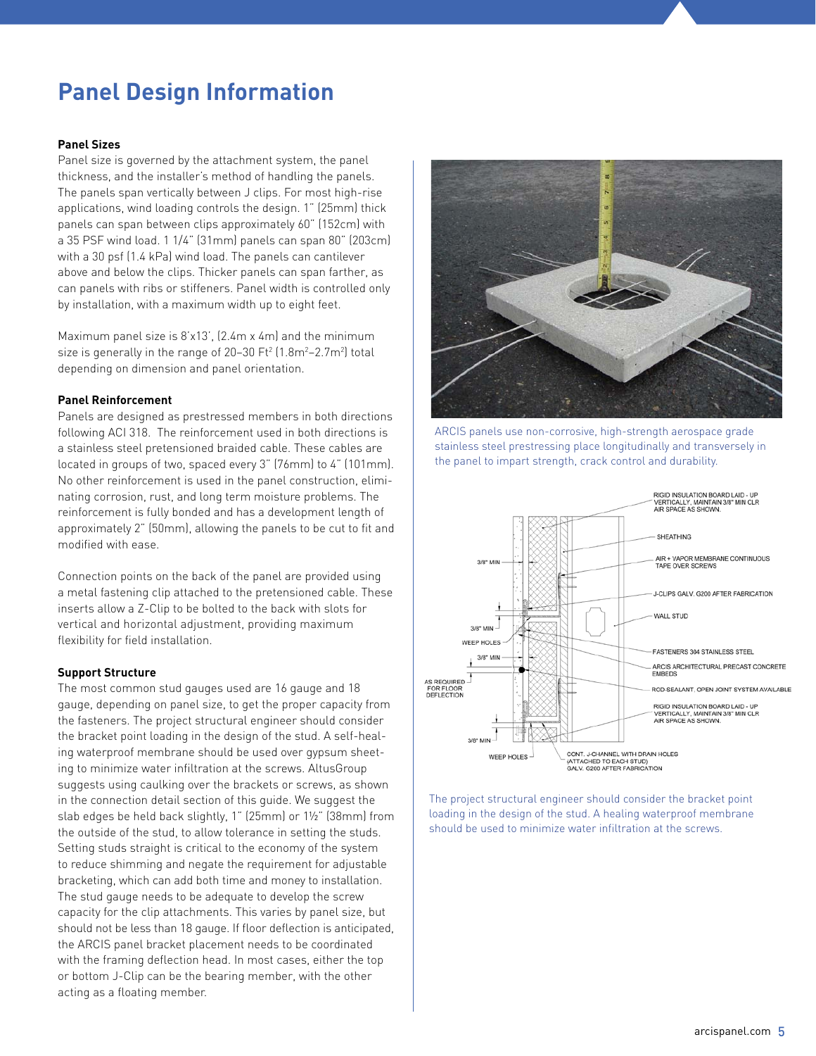# Panel Design Information

**Panel Sizes**

Panel size is governed by the attachment system, the panel thickness, and the installer's method of handling the panels. The panels span vertically between J clips. For most high-rise applications, wind loading controls the design. 1" (25mm) thick panels can span between clips approximately 60" (152cm) with a 35 PSF wind load. 1 1/4" (31mm) panels can span 80" (203cm) with a 30 psf (1.4 kPa) wind load. The panels can cantilever above and below the clips. Thicker panels can span farther, as can panels with ribs or stiffeners. Panel width is controlled only by installation, with a maximum width up to eight feet.

Maximum panel size is 8'x13', (2.4m x 4m) and the minimum size is generally in the range of 20–30 Ft$^2$ (1.8m$^2$–2.7m$^2$) total depending on dimension and panel orientation.

**Panel Reinforcement**

Panels are designed as prestressed members in both directions following ACI 318. The reinforcement used in both directions is a stainless steel pretensioned braided cable. These cables are located in groups of two, spaced every 3" (76mm) to 4" (101mm). No other reinforcement is used in the panel construction, eliminating corrosion, rust, and long term moisture problems. The reinforcement is fully bonded and has a development length of approximately 2" (50mm), allowing the panels to be cut to fit and modified with ease.

Connection points on the back of the panel are provided using a metal fastening clip attached to the pretensioned cable. These inserts allow a Z-Clip to be bolted to the back with slots for vertical and horizontal adjustment, providing maximum flexibility for field installation.

**Support Structure**

The most common stud gauges used are 16 gauge and 18 gauge, depending on panel size, to get the proper capacity from the fasteners. The project structural engineer should consider the bracket point loading in the design of the stud. A self-healing waterproof membrane should be used over gypsum sheeting to minimize water infiltration at the screws. AltusGroup suggests using caulking over the brackets or screws, as shown in the connection detail section of this guide. We suggest the slab edges be held back slightly, 1" (25mm) or 1½" (38mm) from the outside of the stud, to allow tolerance in setting the studs. Setting studs straight is critical to the economy of the system to reduce shimming and negate the requirement for adjustable bracketing, which can add both time and money to installation. The stud gauge needs to be adequate to develop the screw capacity for the clip attachments. This varies by panel size, but should not be less than 18 gauge. If floor deflection is anticipated, the ARCIS panel bracket placement needs to be coordinated with the framing deflection head. In most cases, either the top or bottom J-Clip can be the bearing member, with the other acting as a floating member.

ARCIS panels use non-corrosive, high-strength aerospace grade stainless steel prestressing place longitudinally and transversely in the panel to impart strength, crack control and durability.

The project structural engineer should consider the bracket point loading in the design of the stud. A healing waterproof membrane should be used to minimize water infiltration at the screws.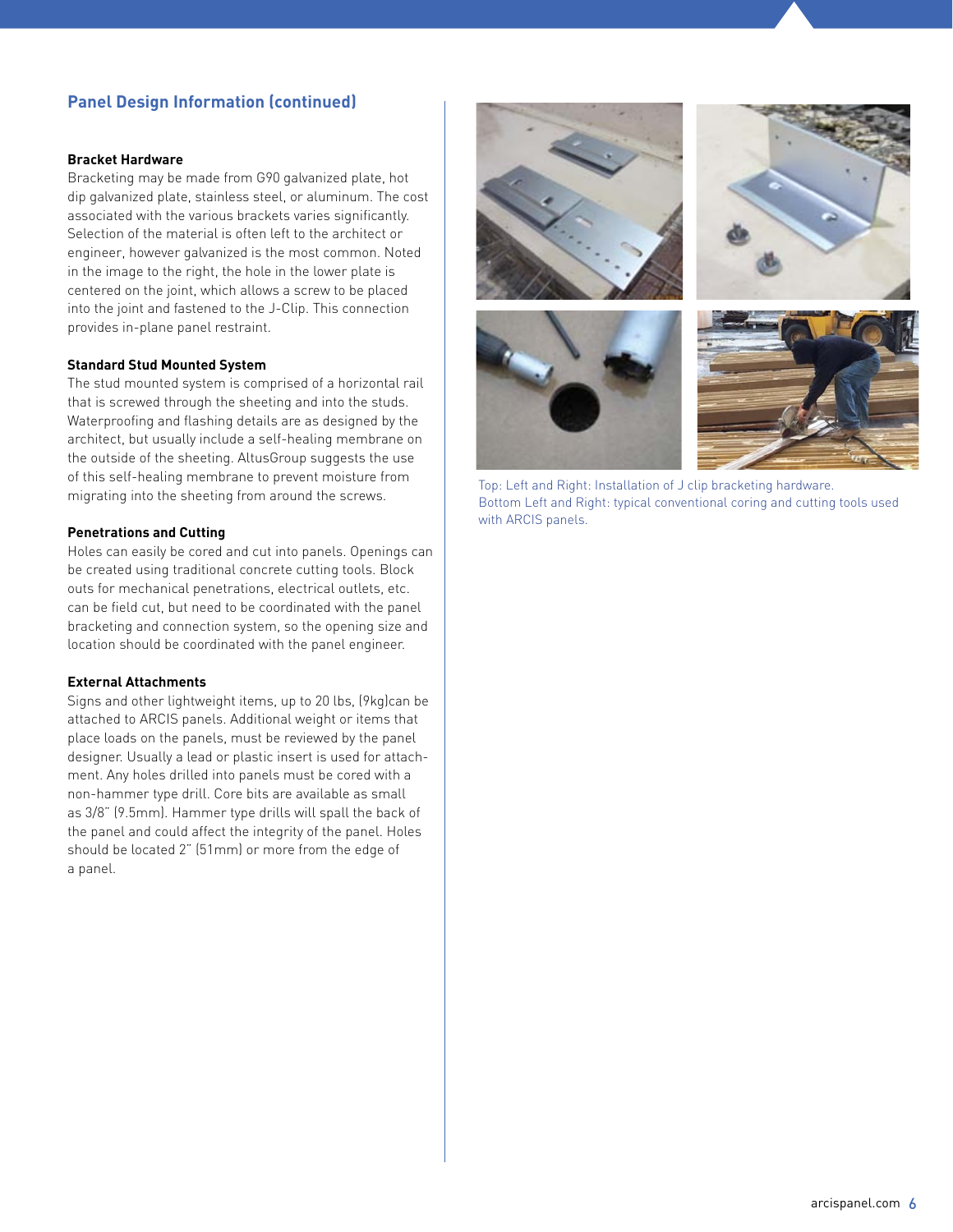## Panel Design Information (continued)

### Bracket Hardware

Bracketing may be made from G90 galvanized plate, hot dip galvanized plate, stainless steel, or aluminum. The cost associated with the various brackets varies significantly. Selection of the material is often left to the architect or engineer, however galvanized is the most common. Noted in the image to the right, the hole in the lower plate is centered on the joint, which allows a screw to be placed into the joint and fastened to the J-Clip. This connection provides in-plane panel restraint.

### Standard Stud Mounted System

The stud mounted system is comprised of a horizontal rail that is screwed through the sheeting and into the studs. Waterproofing and flashing details are as designed by the architect, but usually include a self-healing membrane on the outside of the sheeting. AltusGroup suggests the use of this self-healing membrane to prevent moisture from migrating into the sheeting from around the screws.

### Penetrations and Cutting

Holes can easily be cored and cut into panels. Openings can be created using traditional concrete cutting tools. Block outs for mechanical penetrations, electrical outlets, etc. can be field cut, but need to be coordinated with the panel bracketing and connection system, so the opening size and location should be coordinated with the panel engineer.

### External Attachments

Signs and other lightweight items, up to 20 lbs, (9kg)can be attached to ARCIS panels. Additional weight or items that place loads on the panels, must be reviewed by the panel designer. Usually a lead or plastic insert is used for attachment. Any holes drilled into panels must be cored with a non-hammer type drill. Core bits are available as small as 3/8" (9.5mm). Hammer type drills will spall the back of the panel and could affect the integrity of the panel. Holes should be located 2" (51mm) or more from the edge of a panel.

Top: Left and Right: Installation of J clip bracketing hardware.
Bottom Left and Right: typical conventional coring and cutting tools used with ARCIS panels.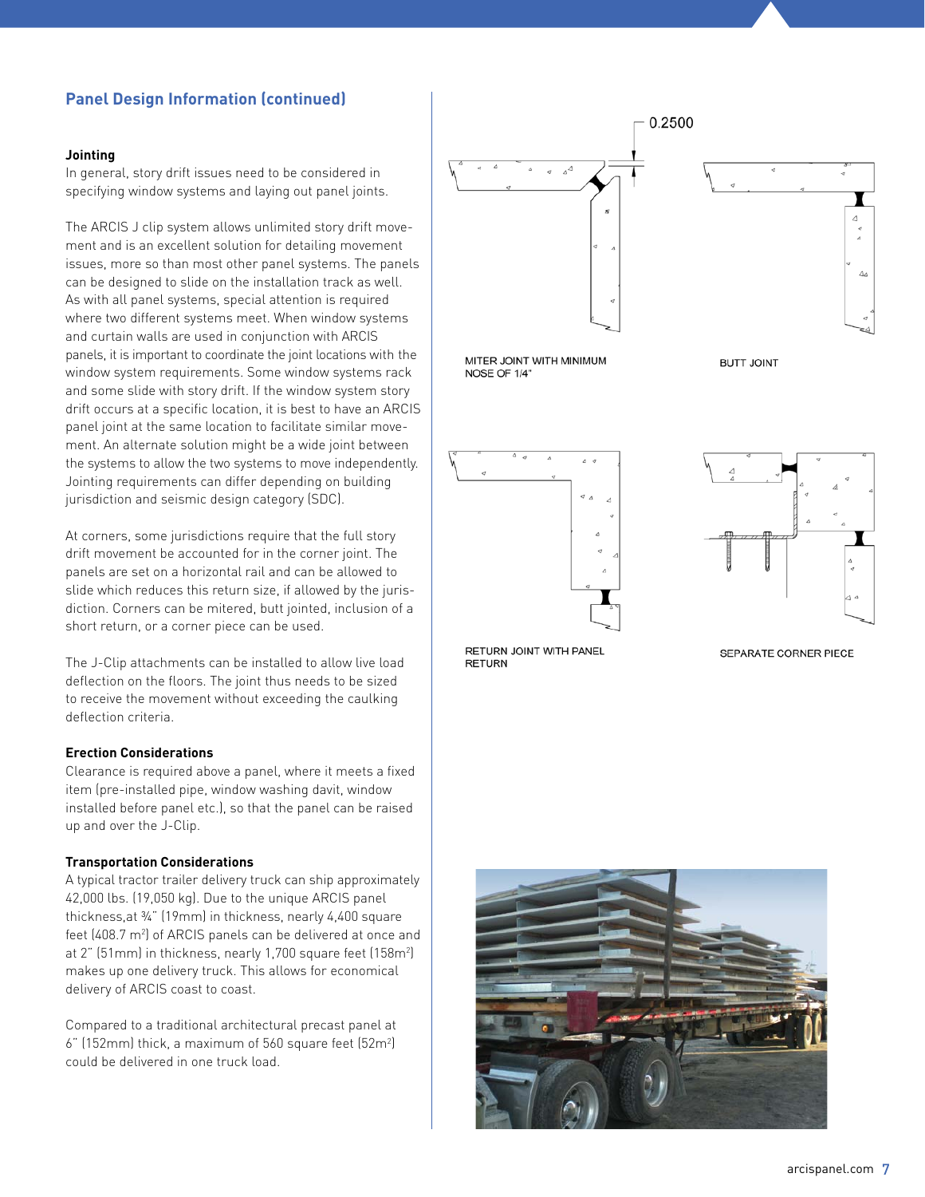## Panel Design Information (continued)

### Jointing

In general, story drift issues need to be considered in specifying window systems and laying out panel joints.

The ARCIS J clip system allows unlimited story drift movement and is an excellent solution for detailing movement issues, more so than most other panel systems. The panels can be designed to slide on the installation track as well. As with all panel systems, special attention is required where two different systems meet. When window systems and curtain walls are used in conjunction with ARCIS panels, it is important to coordinate the joint locations with the window system requirements. Some window systems rack and some slide with story drift. If the window system story drift occurs at a specific location, it is best to have an ARCIS panel joint at the same location to facilitate similar movement. An alternate solution might be a wide joint between the systems to allow the two systems to move independently. Jointing requirements can differ depending on building jurisdiction and seismic design category (SDC).

At corners, some jurisdictions require that the full story drift movement be accounted for in the corner joint. The panels are set on a horizontal rail and can be allowed to slide which reduces this return size, if allowed by the jurisdiction. Corners can be mitered, butt jointed, inclusion of a short return, or a corner piece can be used.

The J-Clip attachments can be installed to allow live load deflection on the floors. The joint thus needs to be sized to receive the movement without exceeding the caulking deflection criteria.

### Erection Considerations

Clearance is required above a panel, where it meets a fixed item (pre-installed pipe, window washing davit, window installed before panel etc.), so that the panel can be raised up and over the J-Clip.

### Transportation Considerations

A typical tractor trailer delivery truck can ship approximately 42,000 lbs. (19,050 kg). Due to the unique ARCIS panel thickness,at ¾" (19mm) in thickness, nearly 4,400 square feet (408.7 $m^2$) of ARCIS panels can be delivered at once and at 2" (51mm) in thickness, nearly 1,700 square feet (158$m^2$) makes up one delivery truck. This allows for economical delivery of ARCIS coast to coast.

Compared to a traditional architectural precast panel at 6" (152mm) thick, a maximum of 560 square feet (52$m^2$) could be delivered in one truck load.

0.2500

MITER JOINT WITH MINIMUM NOSE OF 1/4"

BUTT JOINT

RETURN JOINT WITH PANEL RETURN

SEPARATE CORNER PIECE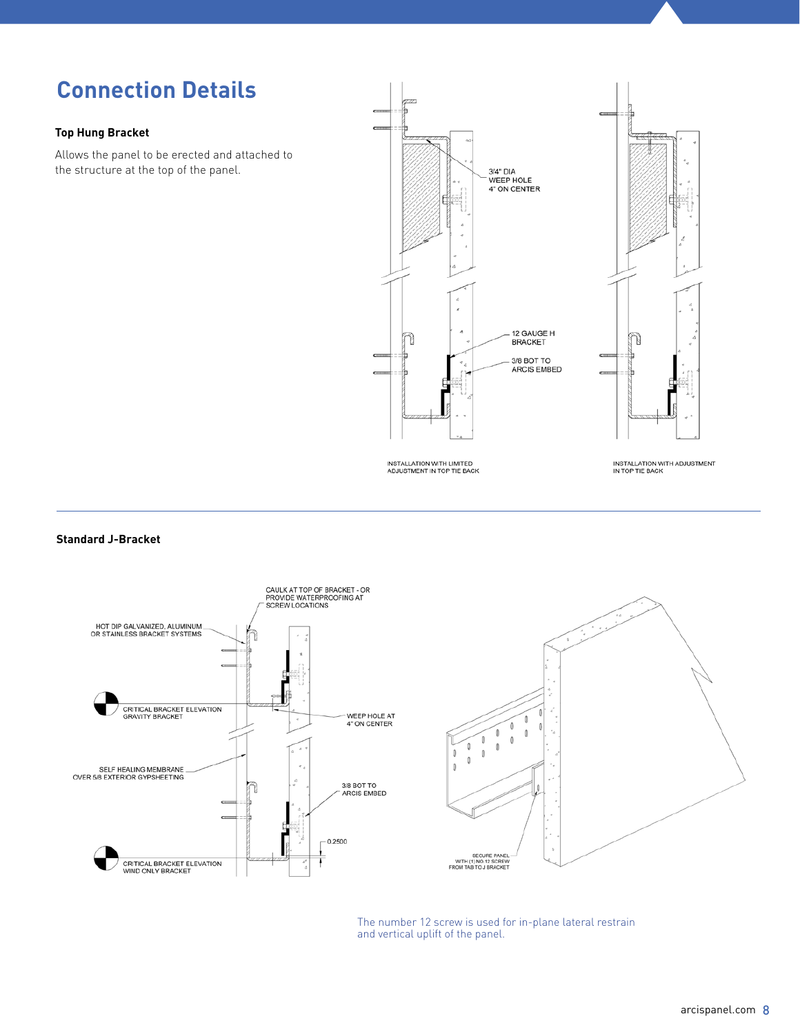# Connection Details

**Top Hung Bracket**

Allows the panel to be erected and attached to the structure at the top of the panel.

3/4" DIA WEEP HOLE 4" ON CENTER

12 GAUGE H BRACKET

3/8 BOT TO ARCIS EMBED

INSTALLATION WITH LIMITED ADJUSTMENT IN TOP TIE BACK

INSTALLATION WITH ADJUSTMENT IN TOP TIE BACK

---

**Standard J-Bracket**

CAULK AT TOP OF BRACKET - OR PROVIDE WATERPROOFING AT SCREW LOCATIONS

HOT DIP GALVANIZED, ALUMINUM OR STAINLESS BRACKET SYSTEMS

CRITICAL BRACKET ELEVATION GRAVITY BRACKET

WEEP HOLE AT 4" ON CENTER

SELF HEALING MEMBRANE OVER 5/8 EXTERIOR GYPSHEETING

3/8 BOT TO ARCIS EMBED

0.2500

CRITICAL BRACKET ELEVATION WIND ONLY BRACKET

SECURE PANEL WITH (1) NO.12 SCREW FROM TAB TO J BRACKET

The number 12 screw is used for in-plane lateral restrain and vertical uplift of the panel.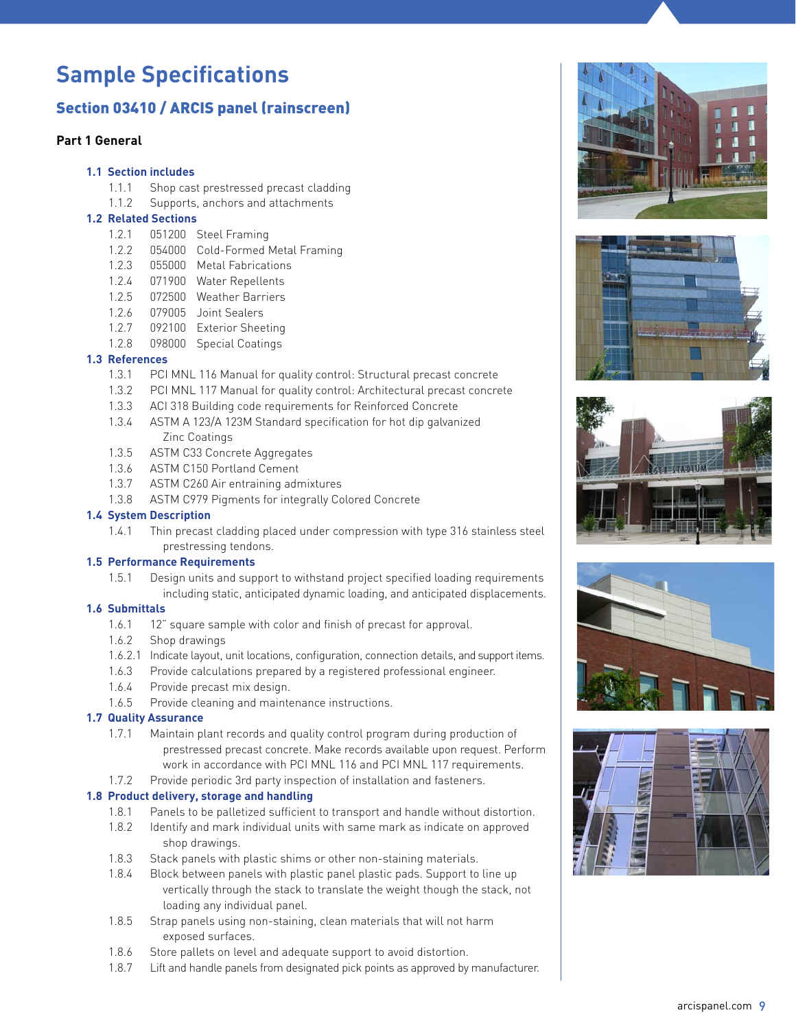# Sample Specifications

## Section 03410 / ARCIS panel (rainscreen)

### Part 1 General

**1.1 Section includes**

- 1.1.1 Shop cast prestressed precast cladding
- 1.1.2 Supports, anchors and attachments

**1.2 Related Sections**

- 1.2.1 051200 Steel Framing
- 1.2.2 054000 Cold-Formed Metal Framing
- 1.2.3 055000 Metal Fabrications
- 1.2.4 071900 Water Repellents
- 1.2.5 072500 Weather Barriers
- 1.2.6 079005 Joint Sealers
- 1.2.7 092100 Exterior Sheeting
- 1.2.8 098000 Special Coatings

**1.3 References**

- 1.3.1 PCI MNL 116 Manual for quality control: Structural precast concrete
- 1.3.2 PCI MNL 117 Manual for quality control: Architectural precast concrete
- 1.3.3 ACI 318 Building code requirements for Reinforced Concrete
- 1.3.4 ASTM A 123/A 123M Standard specification for hot dip galvanized Zinc Coatings
- 1.3.5 ASTM C33 Concrete Aggregates
- 1.3.6 ASTM C150 Portland Cement
- 1.3.7 ASTM C260 Air entraining admixtures
- 1.3.8 ASTM C979 Pigments for integrally Colored Concrete

**1.4 System Description**

- 1.4.1 Thin precast cladding placed under compression with type 316 stainless steel prestressing tendons.

**1.5 Performance Requirements**

- 1.5.1 Design units and support to withstand project specified loading requirements including static, anticipated dynamic loading, and anticipated displacements.

**1.6 Submittals**

- 1.6.1 12" square sample with color and finish of precast for approval.
- 1.6.2 Shop drawings
- 1.6.2.1 Indicate layout, unit locations, configuration, connection details, and support items.
- 1.6.3 Provide calculations prepared by a registered professional engineer.
- 1.6.4 Provide precast mix design.
- 1.6.5 Provide cleaning and maintenance instructions.

**1.7 Quality Assurance**

- 1.7.1 Maintain plant records and quality control program during production of prestressed precast concrete. Make records available upon request. Perform work in accordance with PCI MNL 116 and PCI MNL 117 requirements.
- 1.7.2 Provide periodic 3rd party inspection of installation and fasteners.

**1.8 Product delivery, storage and handling**

- 1.8.1 Panels to be palletized sufficient to transport and handle without distortion.
- 1.8.2 Identify and mark individual units with same mark as indicate on approved shop drawings.
- 1.8.3 Stack panels with plastic shims or other non-staining materials.
- 1.8.4 Block between panels with plastic panel plastic pads. Support to line up vertically through the stack to translate the weight though the stack, not loading any individual panel.
- 1.8.5 Strap panels using non-staining, clean materials that will not harm exposed surfaces.
- 1.8.6 Store pallets on level and adequate support to avoid distortion.
- 1.8.7 Lift and handle panels from designated pick points as approved by manufacturer.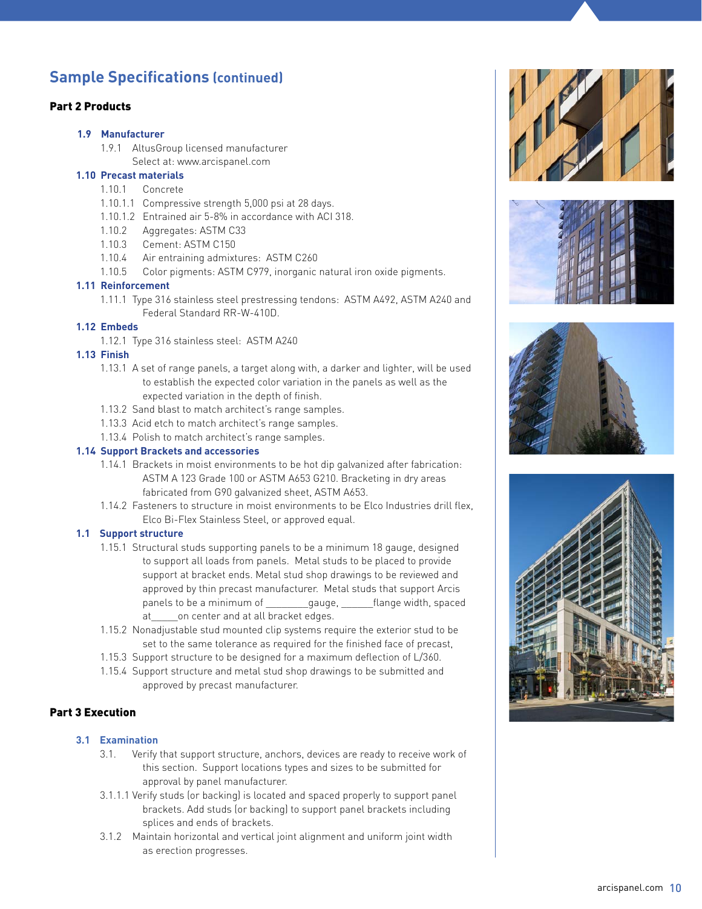## Sample Specifications (continued)

### Part 2 Products

**1.9 Manufacturer**

1.9.1 AltusGroup licensed manufacturer
Select at: www.arcispanel.com

**1.10 Precast materials**

1.10.1 Concrete

1.10.1.1 Compressive strength 5,000 psi at 28 days.

1.10.1.2 Entrained air 5-8% in accordance with ACI 318.

1.10.2 Aggregates: ASTM C33

1.10.3 Cement: ASTM C150

1.10.4 Air entraining admixtures: ASTM C260

1.10.5 Color pigments: ASTM C979, inorganic natural iron oxide pigments.

**1.11 Reinforcement**

1.11.1 Type 316 stainless steel prestressing tendons: ASTM A492, ASTM A240 and Federal Standard RR-W-410D.

**1.12 Embeds**

1.12.1 Type 316 stainless steel: ASTM A240

**1.13 Finish**

1.13.1 A set of range panels, a target along with, a darker and lighter, will be used to establish the expected color variation in the panels as well as the expected variation in the depth of finish.

1.13.2 Sand blast to match architect's range samples.

1.13.3 Acid etch to match architect's range samples.

1.13.4 Polish to match architect's range samples.

**1.14 Support Brackets and accessories**

1.14.1 Brackets in moist environments to be hot dip galvanized after fabrication: ASTM A 123 Grade 100 or ASTM A653 G210. Bracketing in dry areas fabricated from G90 galvanized sheet, ASTM A653.

1.14.2 Fasteners to structure in moist environments to be Elco Industries drill flex, Elco Bi-Flex Stainless Steel, or approved equal.

**1.1 Support structure**

1.15.1 Structural studs supporting panels to be a minimum 18 gauge, designed to support all loads from panels. Metal studs to be placed to provide support at bracket ends. Metal stud shop drawings to be reviewed and approved by thin precast manufacturer. Metal studs that support Arcis panels to be a minimum of ________gauge, ______flange width, spaced at_____on center and at all bracket edges.

1.15.2 Nonadjustable stud mounted clip systems require the exterior stud to be set to the same tolerance as required for the finished face of precast,

1.15.3 Support structure to be designed for a maximum deflection of L/360.

1.15.4 Support structure and metal stud shop drawings to be submitted and approved by precast manufacturer.

### Part 3 Execution

**3.1 Examination**

3.1. Verify that support structure, anchors, devices are ready to receive work of this section. Support locations types and sizes to be submitted for approval by panel manufacturer.

3.1.1.1 Verify studs (or backing) is located and spaced properly to support panel brackets. Add studs (or backing) to support panel brackets including splices and ends of brackets.

3.1.2 Maintain horizontal and vertical joint alignment and uniform joint width as erection progresses.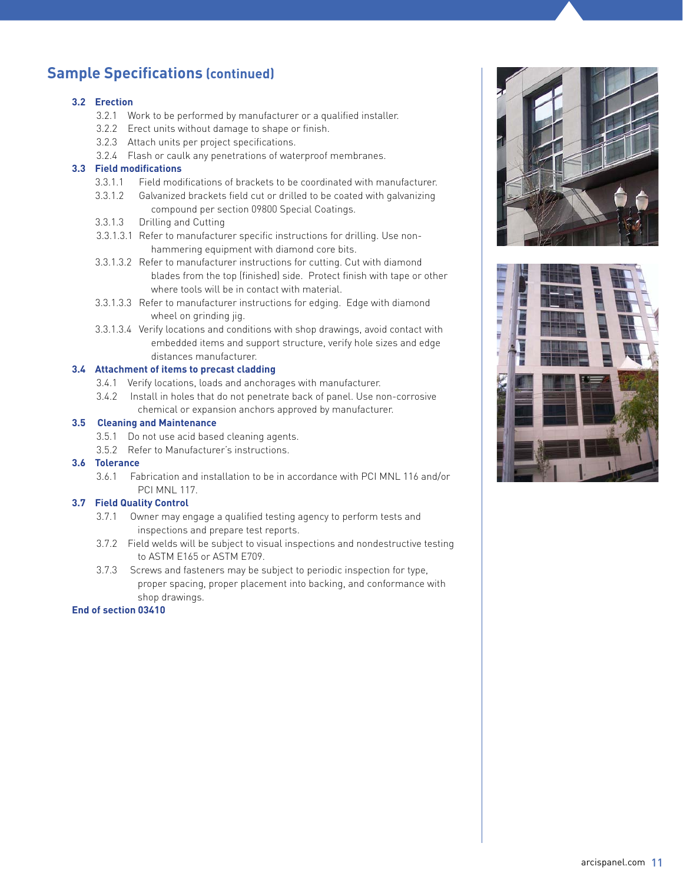## Sample Specifications (continued)

**3.2 Erection**

3.2.1 Work to be performed by manufacturer or a qualified installer.

3.2.2 Erect units without damage to shape or finish.

3.2.3 Attach units per project specifications.

3.2.4 Flash or caulk any penetrations of waterproof membranes.

**3.3 Field modifications**

3.3.1.1 Field modifications of brackets to be coordinated with manufacturer.

3.3.1.2 Galvanized brackets field cut or drilled to be coated with galvanizing compound per section 09800 Special Coatings.

3.3.1.3 Drilling and Cutting

3.3.1.3.1 Refer to manufacturer specific instructions for drilling. Use non-hammering equipment with diamond core bits.

3.3.1.3.2 Refer to manufacturer instructions for cutting. Cut with diamond blades from the top (finished) side. Protect finish with tape or other where tools will be in contact with material.

3.3.1.3.3 Refer to manufacturer instructions for edging. Edge with diamond wheel on grinding jig.

3.3.1.3.4 Verify locations and conditions with shop drawings, avoid contact with embedded items and support structure, verify hole sizes and edge distances manufacturer.

**3.4 Attachment of items to precast cladding**

3.4.1 Verify locations, loads and anchorages with manufacturer.

3.4.2 Install in holes that do not penetrate back of panel. Use non-corrosive chemical or expansion anchors approved by manufacturer.

**3.5 Cleaning and Maintenance**

3.5.1 Do not use acid based cleaning agents.

3.5.2 Refer to Manufacturer's instructions.

**3.6 Tolerance**

3.6.1 Fabrication and installation to be in accordance with PCI MNL 116 and/or PCI MNL 117.

**3.7 Field Quality Control**

3.7.1 Owner may engage a qualified testing agency to perform tests and inspections and prepare test reports.

3.7.2 Field welds will be subject to visual inspections and nondestructive testing to ASTM E165 or ASTM E709.

3.7.3 Screws and fasteners may be subject to periodic inspection for type, proper spacing, proper placement into backing, and conformance with shop drawings.

**End of section 03410**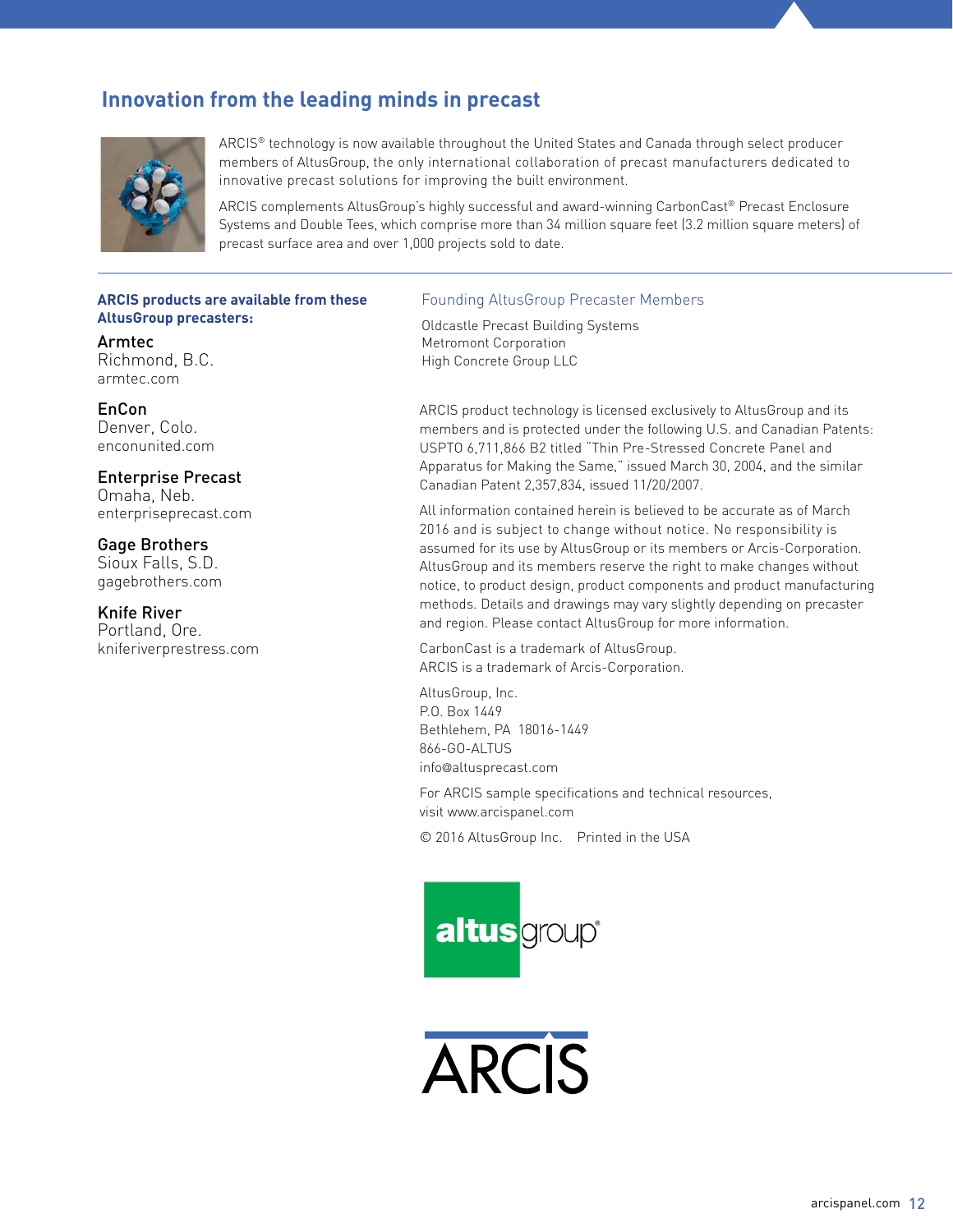## Innovation from the leading minds in precast

ARCIS® technology is now available throughout the United States and Canada through select producer members of AltusGroup, the only international collaboration of precast manufacturers dedicated to innovative precast solutions for improving the built environment.

ARCIS complements AltusGroup's highly successful and award-winning CarbonCast® Precast Enclosure Systems and Double Tees, which comprise more than 34 million square feet (3.2 million square meters) of precast surface area and over 1,000 projects sold to date.

**ARCIS products are available from these AltusGroup precasters:**

**Armtec**
Richmond, B.C.
armtec.com

**EnCon**
Denver, Colo.
enconunited.com

**Enterprise Precast**
Omaha, Neb.
enterpriseprecast.com

**Gage Brothers**
Sioux Falls, S.D.
gagebrothers.com

**Knife River**
Portland, Ore.
kniferiverprestress.com

### Founding AltusGroup Precaster Members

Oldcastle Precast Building Systems
Metromont Corporation
High Concrete Group LLC

ARCIS product technology is licensed exclusively to AltusGroup and its members and is protected under the following U.S. and Canadian Patents: USPTO 6,711,866 B2 titled "Thin Pre-Stressed Concrete Panel and Apparatus for Making the Same," issued March 30, 2004, and the similar Canadian Patent 2,357,834, issued 11/20/2007.

All information contained herein is believed to be accurate as of March 2016 and is subject to change without notice. No responsibility is assumed for its use by AltusGroup or its members or Arcis-Corporation. AltusGroup and its members reserve the right to make changes without notice, to product design, product components and product manufacturing methods. Details and drawings may vary slightly depending on precaster and region. Please contact AltusGroup for more information.

CarbonCast is a trademark of AltusGroup.
ARCIS is a trademark of Arcis-Corporation.

AltusGroup, Inc.
P.O. Box 1449
Bethlehem, PA 18016-1449
866-GO-ALTUS
info@altusprecast.com

For ARCIS sample specifications and technical resources, visit www.arcispanel.com

© 2016 AltusGroup Inc. Printed in the USA

altusgroup®

ARCIS